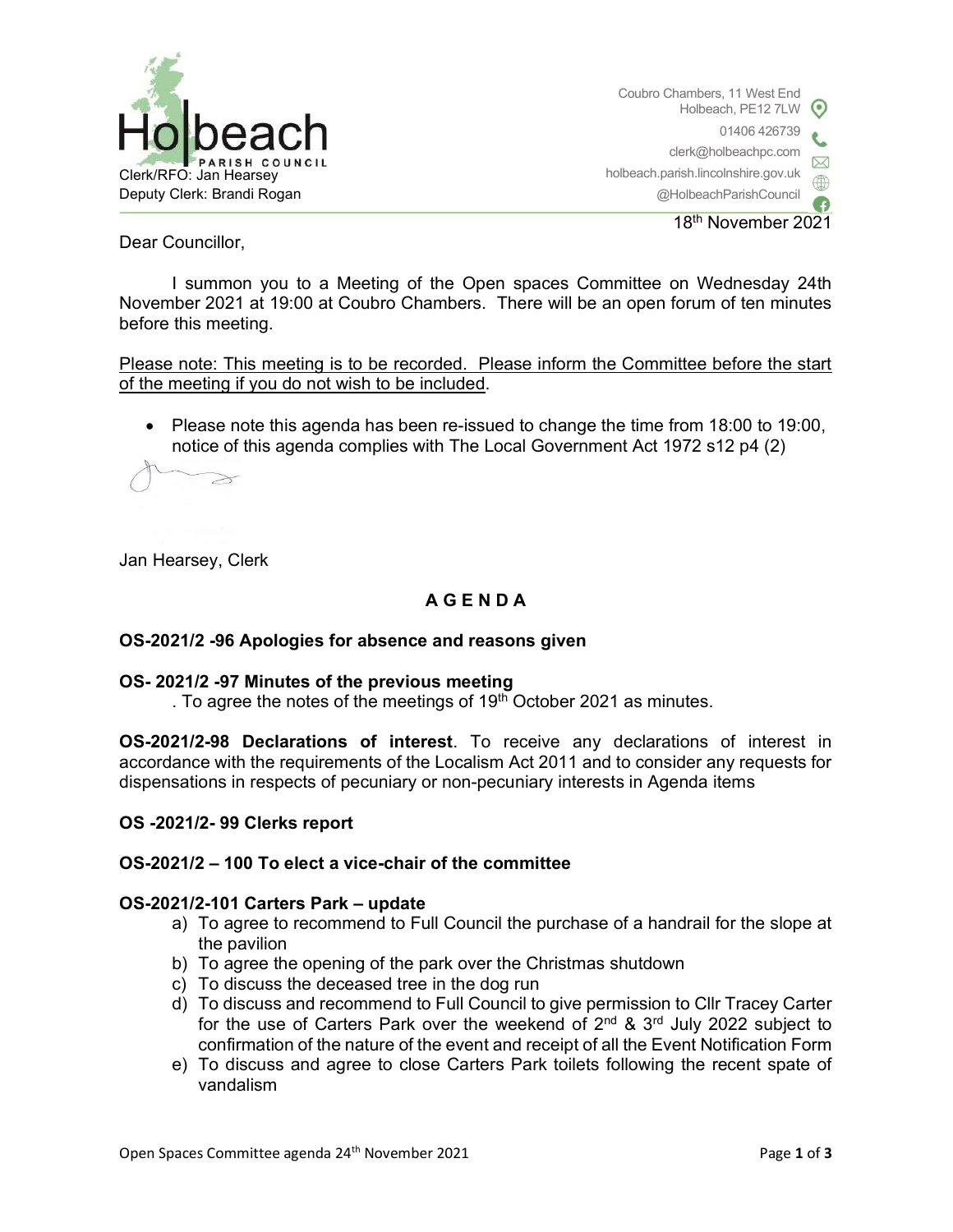Holbeach PARISH COUNCIL

Clerk/RFO: Jan Hearsey
Deputy Clerk: Brandi Rogan

Coubro Chambers, 11 West End
Holbeach, PE12 7LW
01406 426739
clerk@holbeachpc.com
holbeach.parish.lincolnshire.gov.uk
@HolbeachParishCouncil

18th November 2021

Dear Councillor,

I summon you to a Meeting of the Open spaces Committee on Wednesday 24th November 2021 at 19:00 at Coubro Chambers. There will be an open forum of ten minutes before this meeting.

Please note: This meeting is to be recorded. Please inform the Committee before the start of the meeting if you do not wish to be included.

- Please note this agenda has been re-issued to change the time from 18:00 to 19:00, notice of this agenda complies with The Local Government Act 1972 s12 p4 (2)

Jan Hearsey, Clerk

## AGENDA

**OS-2021/2 -96 Apologies for absence and reasons given**

**OS- 2021/2 -97 Minutes of the previous meeting**

. To agree the notes of the meetings of 19th October 2021 as minutes.

**OS-2021/2-98 Declarations of interest**. To receive any declarations of interest in accordance with the requirements of the Localism Act 2011 and to consider any requests for dispensations in respects of pecuniary or non-pecuniary interests in Agenda items

**OS -2021/2- 99 Clerks report**

**OS-2021/2 – 100 To elect a vice-chair of the committee**

**OS-2021/2-101 Carters Park – update**

a) To agree to recommend to Full Council the purchase of a handrail for the slope at the pavilion
b) To agree the opening of the park over the Christmas shutdown
c) To discuss the deceased tree in the dog run
d) To discuss and recommend to Full Council to give permission to Cllr Tracey Carter for the use of Carters Park over the weekend of 2nd & 3rd July 2022 subject to confirmation of the nature of the event and receipt of all the Event Notification Form
e) To discuss and agree to close Carters Park toilets following the recent spate of vandalism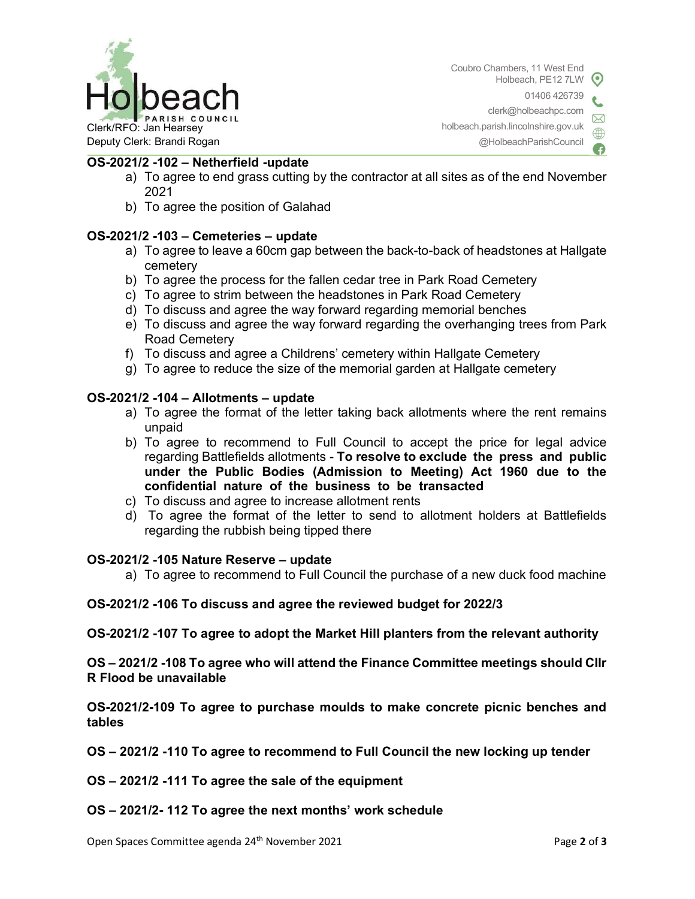**OS-2021/2 -102 – Netherfield -update**

a) To agree to end grass cutting by the contractor at all sites as of the end November 2021
b) To agree the position of Galahad

**OS-2021/2 -103 – Cemeteries – update**

a) To agree to leave a 60cm gap between the back-to-back of headstones at Hallgate cemetery
b) To agree the process for the fallen cedar tree in Park Road Cemetery
c) To agree to strim between the headstones in Park Road Cemetery
d) To discuss and agree the way forward regarding memorial benches
e) To discuss and agree the way forward regarding the overhanging trees from Park Road Cemetery
f) To discuss and agree a Childrens' cemetery within Hallgate Cemetery
g) To agree to reduce the size of the memorial garden at Hallgate cemetery

**OS-2021/2 -104 – Allotments – update**

a) To agree the format of the letter taking back allotments where the rent remains unpaid
b) To agree to recommend to Full Council to accept the price for legal advice regarding Battlefields allotments - **To resolve to exclude the press and public under the Public Bodies (Admission to Meeting) Act 1960 due to the confidential nature of the business to be transacted**
c) To discuss and agree to increase allotment rents
d) To agree the format of the letter to send to allotment holders at Battlefields regarding the rubbish being tipped there

**OS-2021/2 -105 Nature Reserve – update**

a) To agree to recommend to Full Council the purchase of a new duck food machine

**OS-2021/2 -106 To discuss and agree the reviewed budget for 2022/3**

**OS-2021/2 -107 To agree to adopt the Market Hill planters from the relevant authority**

**OS – 2021/2 -108 To agree who will attend the Finance Committee meetings should Cllr R Flood be unavailable**

**OS-2021/2-109 To agree to purchase moulds to make concrete picnic benches and tables**

**OS – 2021/2 -110 To agree to recommend to Full Council the new locking up tender**

**OS – 2021/2 -111 To agree the sale of the equipment**

**OS – 2021/2- 112 To agree the next months' work schedule**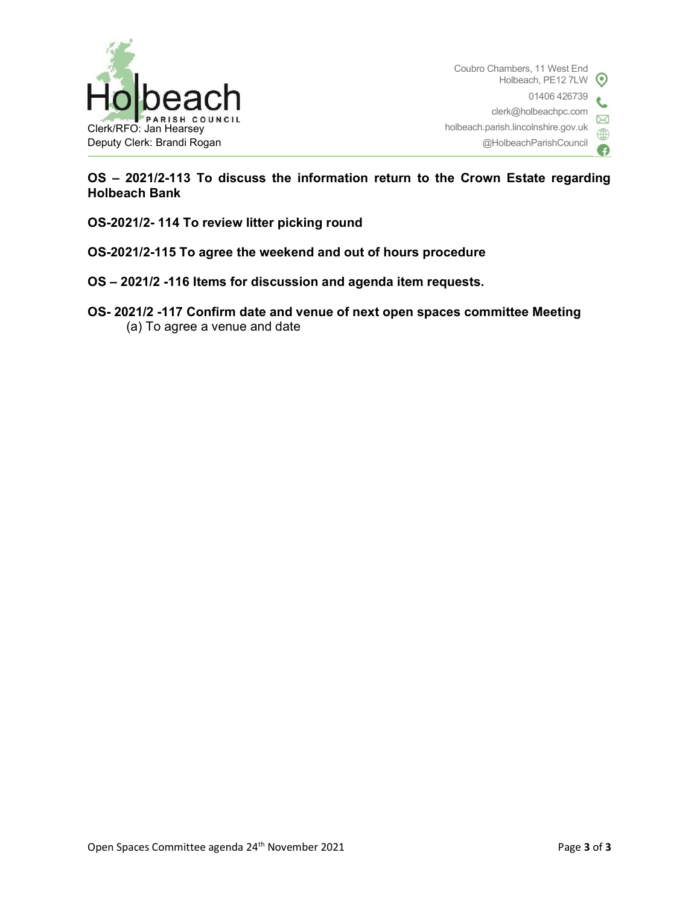**OS – 2021/2-113 To discuss the information return to the Crown Estate regarding Holbeach Bank**

**OS-2021/2- 114 To review litter picking round**

**OS-2021/2-115 To agree the weekend and out of hours procedure**

**OS – 2021/2 -116 Items for discussion and agenda item requests.**

**OS- 2021/2 -117 Confirm date and venue of next open spaces committee Meeting**

(a) To agree a venue and date